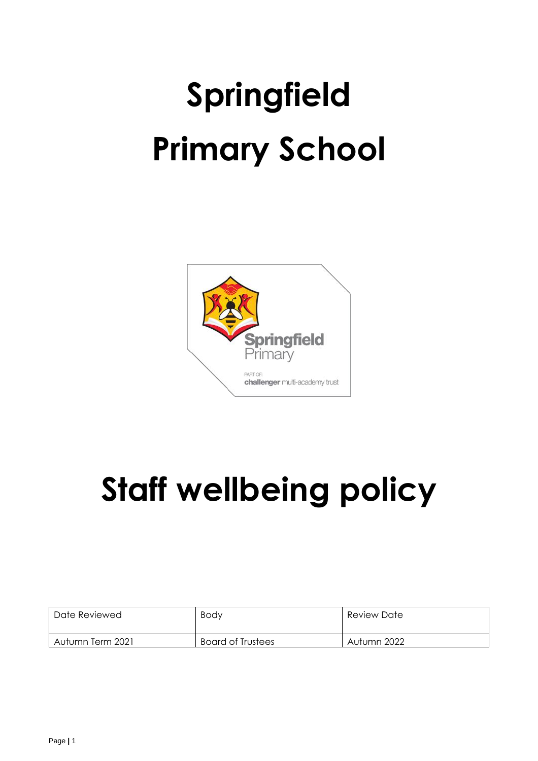# Springfield

# Primary School

# Staff wellbeing policy

| Date Reviewed | Body | Review Date |
|---|---|---|
| Autumn Term 2021 | Board of Trustees | Autumn 2022 |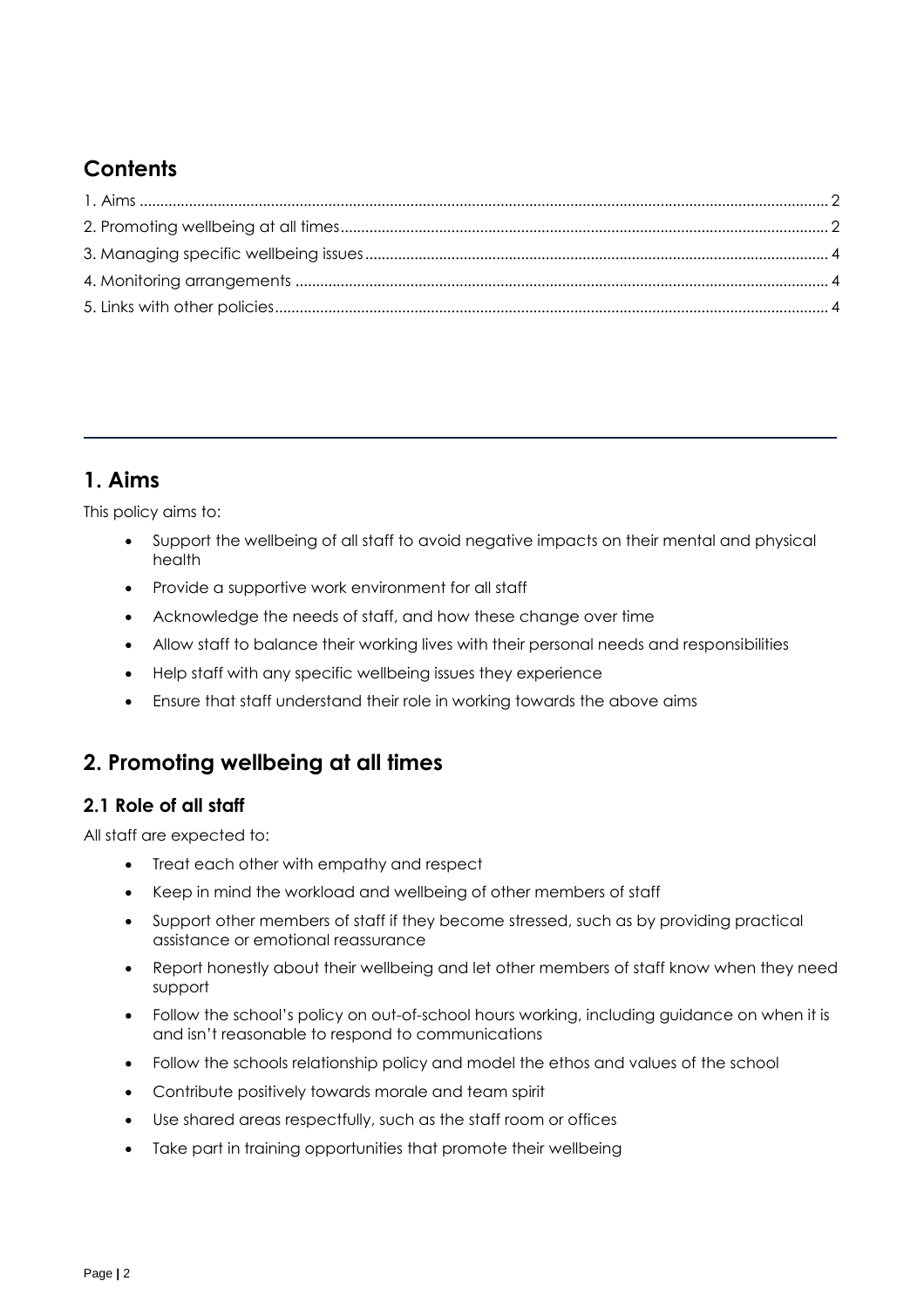## Contents

1. Aims ..... 2
2. Promoting wellbeing at all times ..... 2
3. Managing specific wellbeing issues ..... 4
4. Monitoring arrangements ..... 4
5. Links with other policies ..... 4

---

## 1. Aims

This policy aims to:

- Support the wellbeing of all staff to avoid negative impacts on their mental and physical health
- Provide a supportive work environment for all staff
- Acknowledge the needs of staff, and how these change over time
- Allow staff to balance their working lives with their personal needs and responsibilities
- Help staff with any specific wellbeing issues they experience
- Ensure that staff understand their role in working towards the above aims

## 2. Promoting wellbeing at all times

### 2.1 Role of all staff

All staff are expected to:

- Treat each other with empathy and respect
- Keep in mind the workload and wellbeing of other members of staff
- Support other members of staff if they become stressed, such as by providing practical assistance or emotional reassurance
- Report honestly about their wellbeing and let other members of staff know when they need support
- Follow the school's policy on out-of-school hours working, including guidance on when it is and isn't reasonable to respond to communications
- Follow the schools relationship policy and model the ethos and values of the school
- Contribute positively towards morale and team spirit
- Use shared areas respectfully, such as the staff room or offices
- Take part in training opportunities that promote their wellbeing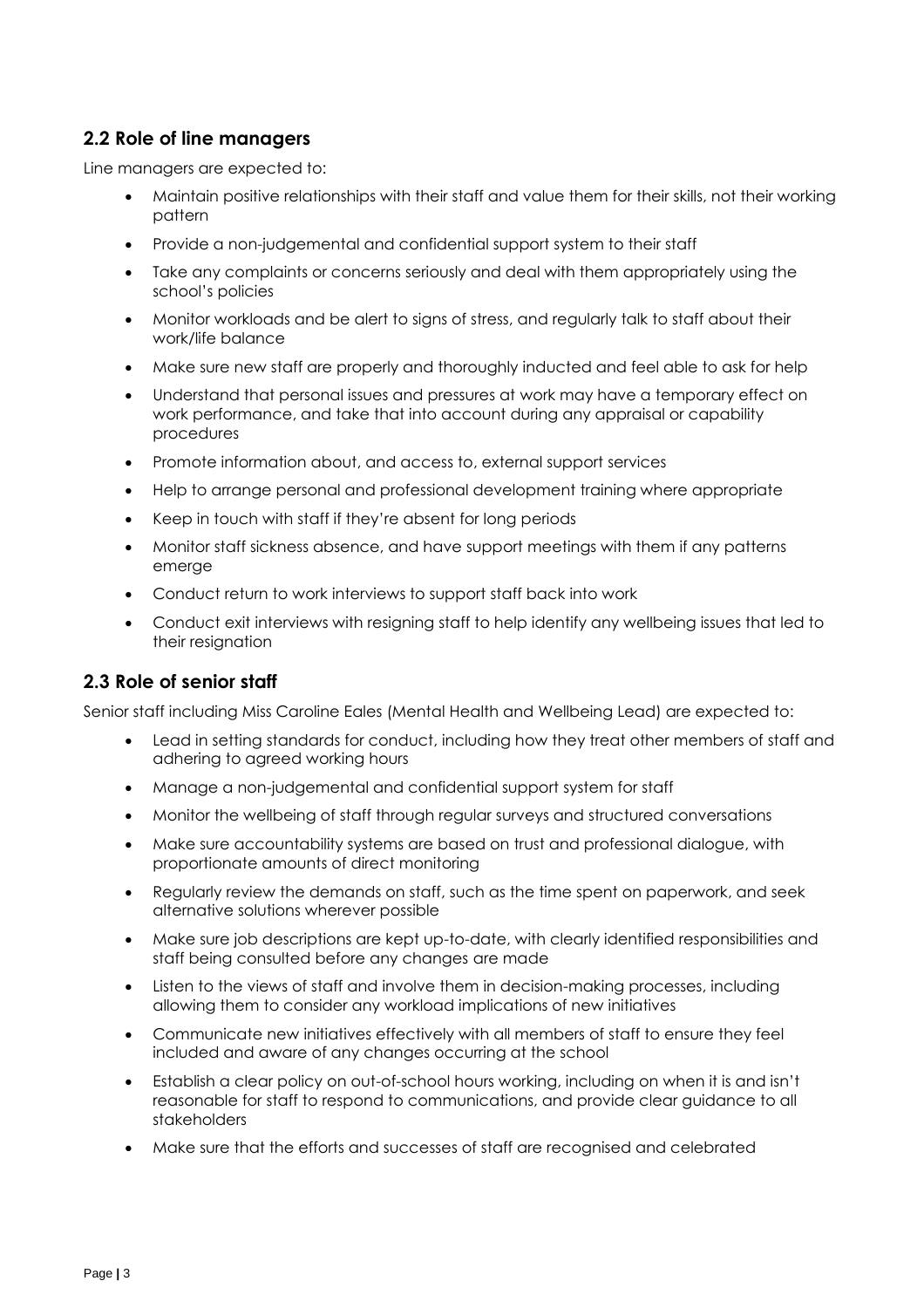## 2.2 Role of line managers

Line managers are expected to:

- Maintain positive relationships with their staff and value them for their skills, not their working pattern
- Provide a non-judgemental and confidential support system to their staff
- Take any complaints or concerns seriously and deal with them appropriately using the school's policies
- Monitor workloads and be alert to signs of stress, and regularly talk to staff about their work/life balance
- Make sure new staff are properly and thoroughly inducted and feel able to ask for help
- Understand that personal issues and pressures at work may have a temporary effect on work performance, and take that into account during any appraisal or capability procedures
- Promote information about, and access to, external support services
- Help to arrange personal and professional development training where appropriate
- Keep in touch with staff if they're absent for long periods
- Monitor staff sickness absence, and have support meetings with them if any patterns emerge
- Conduct return to work interviews to support staff back into work
- Conduct exit interviews with resigning staff to help identify any wellbeing issues that led to their resignation

## 2.3 Role of senior staff

Senior staff including Miss Caroline Eales (Mental Health and Wellbeing Lead) are expected to:

- Lead in setting standards for conduct, including how they treat other members of staff and adhering to agreed working hours
- Manage a non-judgemental and confidential support system for staff
- Monitor the wellbeing of staff through regular surveys and structured conversations
- Make sure accountability systems are based on trust and professional dialogue, with proportionate amounts of direct monitoring
- Regularly review the demands on staff, such as the time spent on paperwork, and seek alternative solutions wherever possible
- Make sure job descriptions are kept up-to-date, with clearly identified responsibilities and staff being consulted before any changes are made
- Listen to the views of staff and involve them in decision-making processes, including allowing them to consider any workload implications of new initiatives
- Communicate new initiatives effectively with all members of staff to ensure they feel included and aware of any changes occurring at the school
- Establish a clear policy on out-of-school hours working, including on when it is and isn't reasonable for staff to respond to communications, and provide clear guidance to all stakeholders
- Make sure that the efforts and successes of staff are recognised and celebrated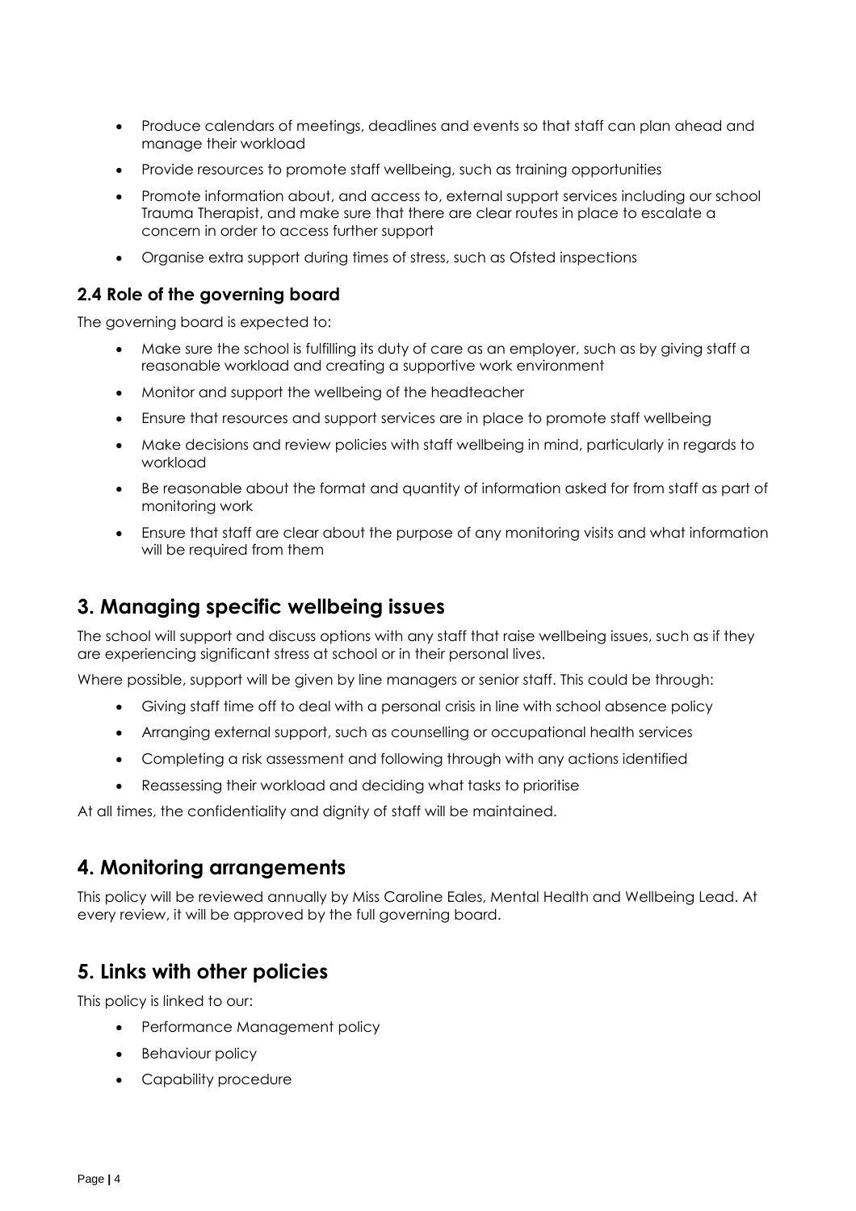- Produce calendars of meetings, deadlines and events so that staff can plan ahead and manage their workload
- Provide resources to promote staff wellbeing, such as training opportunities
- Promote information about, and access to, external support services including our school Trauma Therapist, and make sure that there are clear routes in place to escalate a concern in order to access further support
- Organise extra support during times of stress, such as Ofsted inspections

### 2.4 Role of the governing board

The governing board is expected to:

- Make sure the school is fulfilling its duty of care as an employer, such as by giving staff a reasonable workload and creating a supportive work environment
- Monitor and support the wellbeing of the headteacher
- Ensure that resources and support services are in place to promote staff wellbeing
- Make decisions and review policies with staff wellbeing in mind, particularly in regards to workload
- Be reasonable about the format and quantity of information asked for from staff as part of monitoring work
- Ensure that staff are clear about the purpose of any monitoring visits and what information will be required from them

## 3. Managing specific wellbeing issues

The school will support and discuss options with any staff that raise wellbeing issues, such as if they are experiencing significant stress at school or in their personal lives.

Where possible, support will be given by line managers or senior staff. This could be through:

- Giving staff time off to deal with a personal crisis in line with school absence policy
- Arranging external support, such as counselling or occupational health services
- Completing a risk assessment and following through with any actions identified
- Reassessing their workload and deciding what tasks to prioritise

At all times, the confidentiality and dignity of staff will be maintained.

## 4. Monitoring arrangements

This policy will be reviewed annually by Miss Caroline Eales, Mental Health and Wellbeing Lead. At every review, it will be approved by the full governing board.

## 5. Links with other policies

This policy is linked to our:

- Performance Management policy
- Behaviour policy
- Capability procedure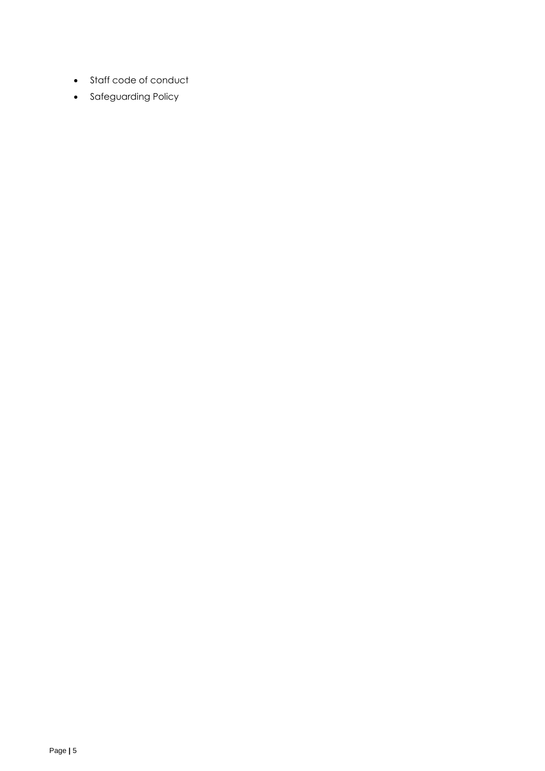- Staff code of conduct
- Safeguarding Policy